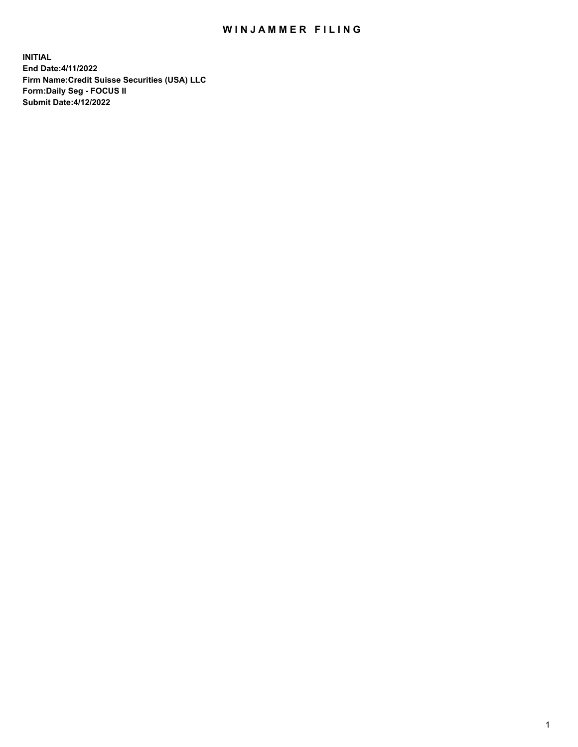# WINJAMMER FILING

**INITIAL**
**End Date:4/11/2022**
**Firm Name:Credit Suisse Securities (USA) LLC**
**Form:Daily Seg - FOCUS II**
**Submit Date:4/12/2022**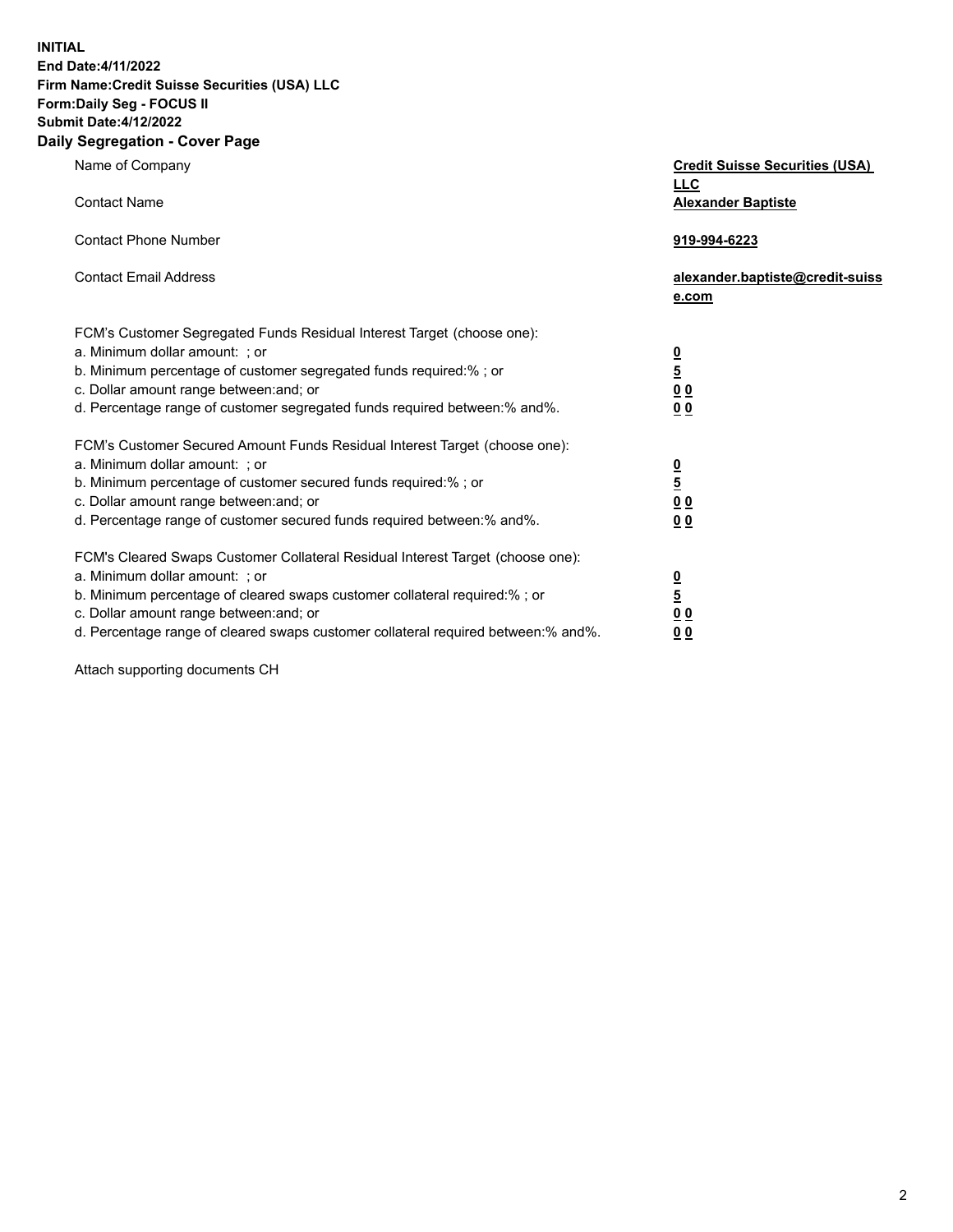**INITIAL**
**End Date:4/11/2022**
**Firm Name:Credit Suisse Securities (USA) LLC**
**Form:Daily Seg - FOCUS II**
**Submit Date:4/12/2022**

## Daily Segregation - Cover Page

| | |
|---|---|
| Name of Company | **Credit Suisse Securities (USA) LLC** |
| Contact Name | **Alexander Baptiste** |
| Contact Phone Number | **919-994-6223** |
| Contact Email Address | **alexander.baptiste@credit-suisse.com** |

FCM's Customer Segregated Funds Residual Interest Target (choose one):

| | |
|---|---|
| a. Minimum dollar amount: ; or | **0** |
| b. Minimum percentage of customer segregated funds required:% ; or | **5** |
| c. Dollar amount range between:and; or | **0 0** |
| d. Percentage range of customer segregated funds required between:% and%. | **0 0** |

FCM's Customer Secured Amount Funds Residual Interest Target (choose one):

| | |
|---|---|
| a. Minimum dollar amount: ; or | **0** |
| b. Minimum percentage of customer secured funds required:% ; or | **5** |
| c. Dollar amount range between:and; or | **0 0** |
| d. Percentage range of customer secured funds required between:% and%. | **0 0** |

FCM's Cleared Swaps Customer Collateral Residual Interest Target (choose one):

| | |
|---|---|
| a. Minimum dollar amount: ; or | **0** |
| b. Minimum percentage of cleared swaps customer collateral required:% ; or | **5** |
| c. Dollar amount range between:and; or | **0 0** |
| d. Percentage range of cleared swaps customer collateral required between:% and%. | **0 0** |

Attach supporting documents CH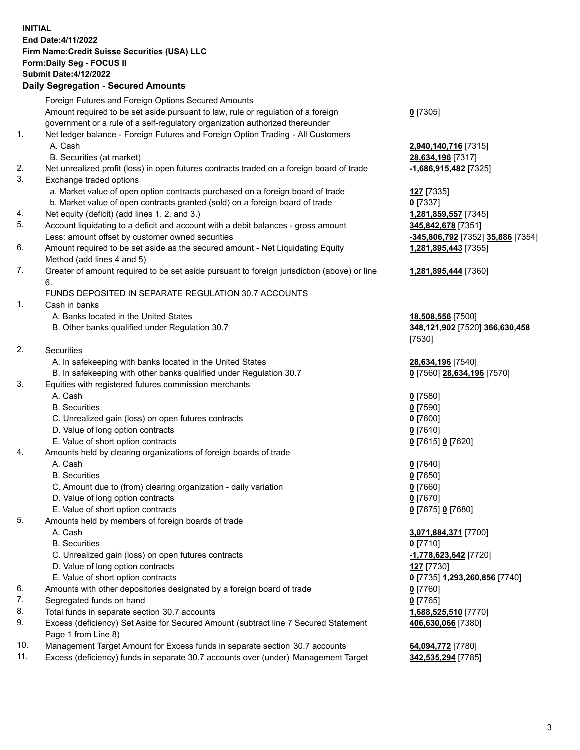**INITIAL**
**End Date:4/11/2022**
**Firm Name:Credit Suisse Securities (USA) LLC**
**Form:Daily Seg - FOCUS II**
**Submit Date:4/12/2022**

## Daily Segregation - Secured Amounts

| | | |
|---|---|---|
| | Foreign Futures and Foreign Options Secured Amounts | |
| | Amount required to be set aside pursuant to law, rule or regulation of a foreign government or a rule of a self-regulatory organization authorized thereunder | **0** [7305] |
| 1. | Net ledger balance - Foreign Futures and Foreign Option Trading - All Customers | |
| | A. Cash | **2,940,140,716** [7315] |
| | B. Securities (at market) | **28,634,196** [7317] |
| 2. | Net unrealized profit (loss) in open futures contracts traded on a foreign board of trade | **-1,686,915,482** [7325] |
| 3. | Exchange traded options | |
| | a. Market value of open option contracts purchased on a foreign board of trade | **127** [7335] |
| | b. Market value of open contracts granted (sold) on a foreign board of trade | **0** [7337] |
| 4. | Net equity (deficit) (add lines 1. 2. and 3.) | **1,281,859,557** [7345] |
| 5. | Account liquidating to a deficit and account with a debit balances - gross amount | **345,842,678** [7351] |
| | Less: amount offset by customer owned securities | **-345,806,792** [7352] **35,886** [7354] |
| 6. | Amount required to be set aside as the secured amount - Net Liquidating Equity Method (add lines 4 and 5) | **1,281,895,443** [7355] |
| 7. | Greater of amount required to be set aside pursuant to foreign jurisdiction (above) or line 6. | **1,281,895,444** [7360] |
| | FUNDS DEPOSITED IN SEPARATE REGULATION 30.7 ACCOUNTS | |
| 1. | Cash in banks | |
| | A. Banks located in the United States | **18,508,556** [7500] |
| | B. Other banks qualified under Regulation 30.7 | **348,121,902** [7520] **366,630,458** [7530] |
| 2. | Securities | |
| | A. In safekeeping with banks located in the United States | **28,634,196** [7540] |
| | B. In safekeeping with other banks qualified under Regulation 30.7 | **0** [7560] **28,634,196** [7570] |
| 3. | Equities with registered futures commission merchants | |
| | A. Cash | **0** [7580] |
| | B. Securities | **0** [7590] |
| | C. Unrealized gain (loss) on open futures contracts | **0** [7600] |
| | D. Value of long option contracts | **0** [7610] |
| | E. Value of short option contracts | **0** [7615] **0** [7620] |
| 4. | Amounts held by clearing organizations of foreign boards of trade | |
| | A. Cash | **0** [7640] |
| | B. Securities | **0** [7650] |
| | C. Amount due to (from) clearing organization - daily variation | **0** [7660] |
| | D. Value of long option contracts | **0** [7670] |
| | E. Value of short option contracts | **0** [7675] **0** [7680] |
| 5. | Amounts held by members of foreign boards of trade | |
| | A. Cash | **3,071,884,371** [7700] |
| | B. Securities | **0** [7710] |
| | C. Unrealized gain (loss) on open futures contracts | **-1,778,623,642** [7720] |
| | D. Value of long option contracts | **127** [7730] |
| | E. Value of short option contracts | **0** [7735] **1,293,260,856** [7740] |
| 6. | Amounts with other depositories designated by a foreign board of trade | **0** [7760] |
| 7. | Segregated funds on hand | **0** [7765] |
| 8. | Total funds in separate section 30.7 accounts | **1,688,525,510** [7770] |
| 9. | Excess (deficiency) Set Aside for Secured Amount (subtract line 7 Secured Statement Page 1 from Line 8) | **406,630,066** [7380] |
| 10. | Management Target Amount for Excess funds in separate section 30.7 accounts | **64,094,772** [7780] |
| 11. | Excess (deficiency) funds in separate 30.7 accounts over (under) Management Target | **342,535,294** [7785] |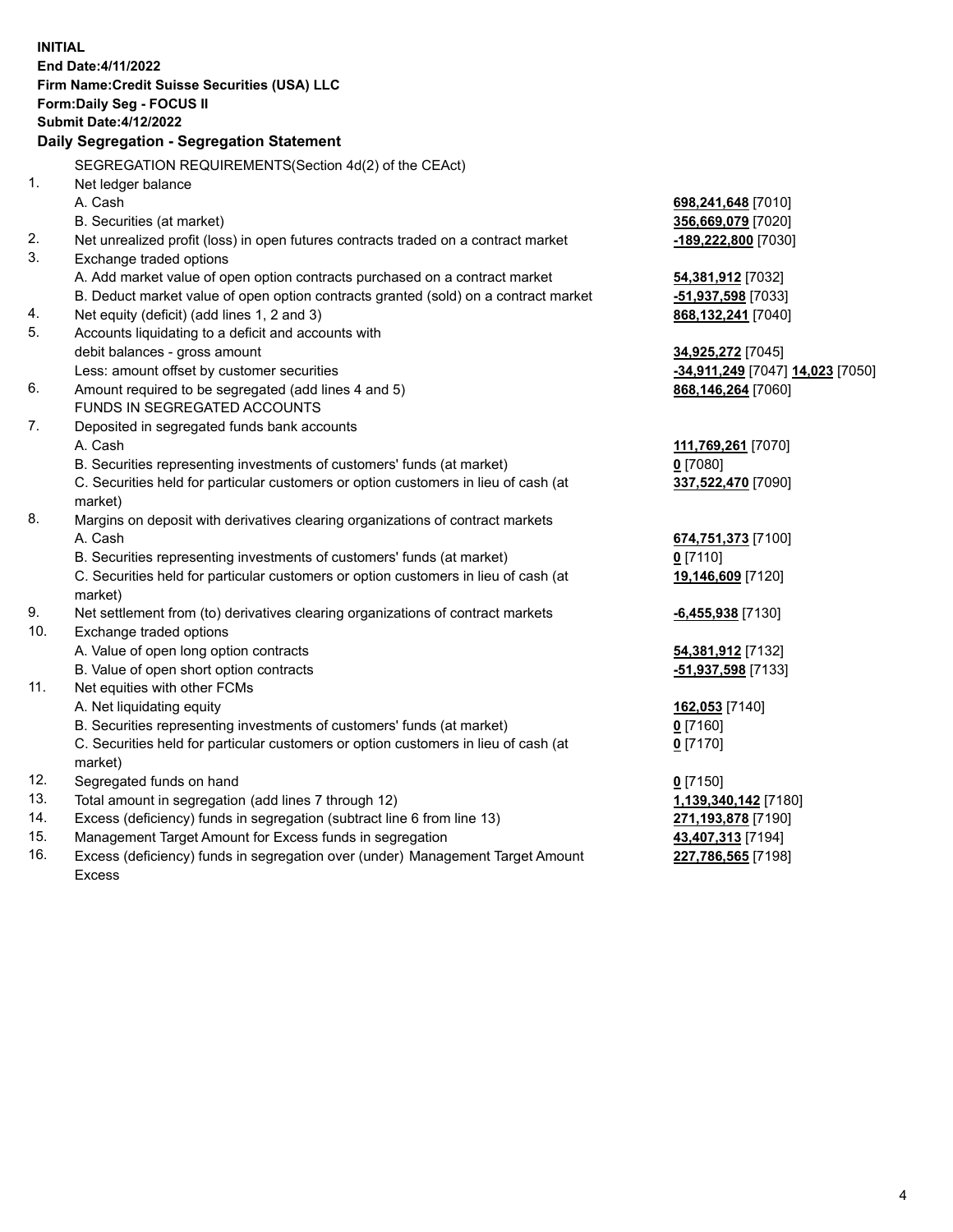**INITIAL**
**End Date:4/11/2022**
**Firm Name:Credit Suisse Securities (USA) LLC**
**Form:Daily Seg - FOCUS II**
**Submit Date:4/12/2022**

## Daily Segregation - Segregation Statement

SEGREGATION REQUIREMENTS(Section 4d(2) of the CEAct)

| | | |
|---|---|---|
| 1. | Net ledger balance | |
| | A. Cash | **698,241,648** [7010] |
| | B. Securities (at market) | **356,669,079** [7020] |
| 2. | Net unrealized profit (loss) in open futures contracts traded on a contract market | **-189,222,800** [7030] |
| 3. | Exchange traded options | |
| | A. Add market value of open option contracts purchased on a contract market | **54,381,912** [7032] |
| | B. Deduct market value of open option contracts granted (sold) on a contract market | **-51,937,598** [7033] |
| 4. | Net equity (deficit) (add lines 1, 2 and 3) | **868,132,241** [7040] |
| 5. | Accounts liquidating to a deficit and accounts with debit balances - gross amount | **34,925,272** [7045] |
| | Less: amount offset by customer securities | **-34,911,249** [7047] **14,023** [7050] |
| 6. | Amount required to be segregated (add lines 4 and 5) | **868,146,264** [7060] |
| | FUNDS IN SEGREGATED ACCOUNTS | |
| 7. | Deposited in segregated funds bank accounts | |
| | A. Cash | **111,769,261** [7070] |
| | B. Securities representing investments of customers' funds (at market) | **0** [7080] |
| | C. Securities held for particular customers or option customers in lieu of cash (at market) | **337,522,470** [7090] |
| 8. | Margins on deposit with derivatives clearing organizations of contract markets | |
| | A. Cash | **674,751,373** [7100] |
| | B. Securities representing investments of customers' funds (at market) | **0** [7110] |
| | C. Securities held for particular customers or option customers in lieu of cash (at market) | **19,146,609** [7120] |
| 9. | Net settlement from (to) derivatives clearing organizations of contract markets | **-6,455,938** [7130] |
| 10. | Exchange traded options | |
| | A. Value of open long option contracts | **54,381,912** [7132] |
| | B. Value of open short option contracts | **-51,937,598** [7133] |
| 11. | Net equities with other FCMs | |
| | A. Net liquidating equity | **162,053** [7140] |
| | B. Securities representing investments of customers' funds (at market) | **0** [7160] |
| | C. Securities held for particular customers or option customers in lieu of cash (at market) | **0** [7170] |
| 12. | Segregated funds on hand | **0** [7150] |
| 13. | Total amount in segregation (add lines 7 through 12) | **1,139,340,142** [7180] |
| 14. | Excess (deficiency) funds in segregation (subtract line 6 from line 13) | **271,193,878** [7190] |
| 15. | Management Target Amount for Excess funds in segregation | **43,407,313** [7194] |
| 16. | Excess (deficiency) funds in segregation over (under) Management Target Amount Excess | **227,786,565** [7198] |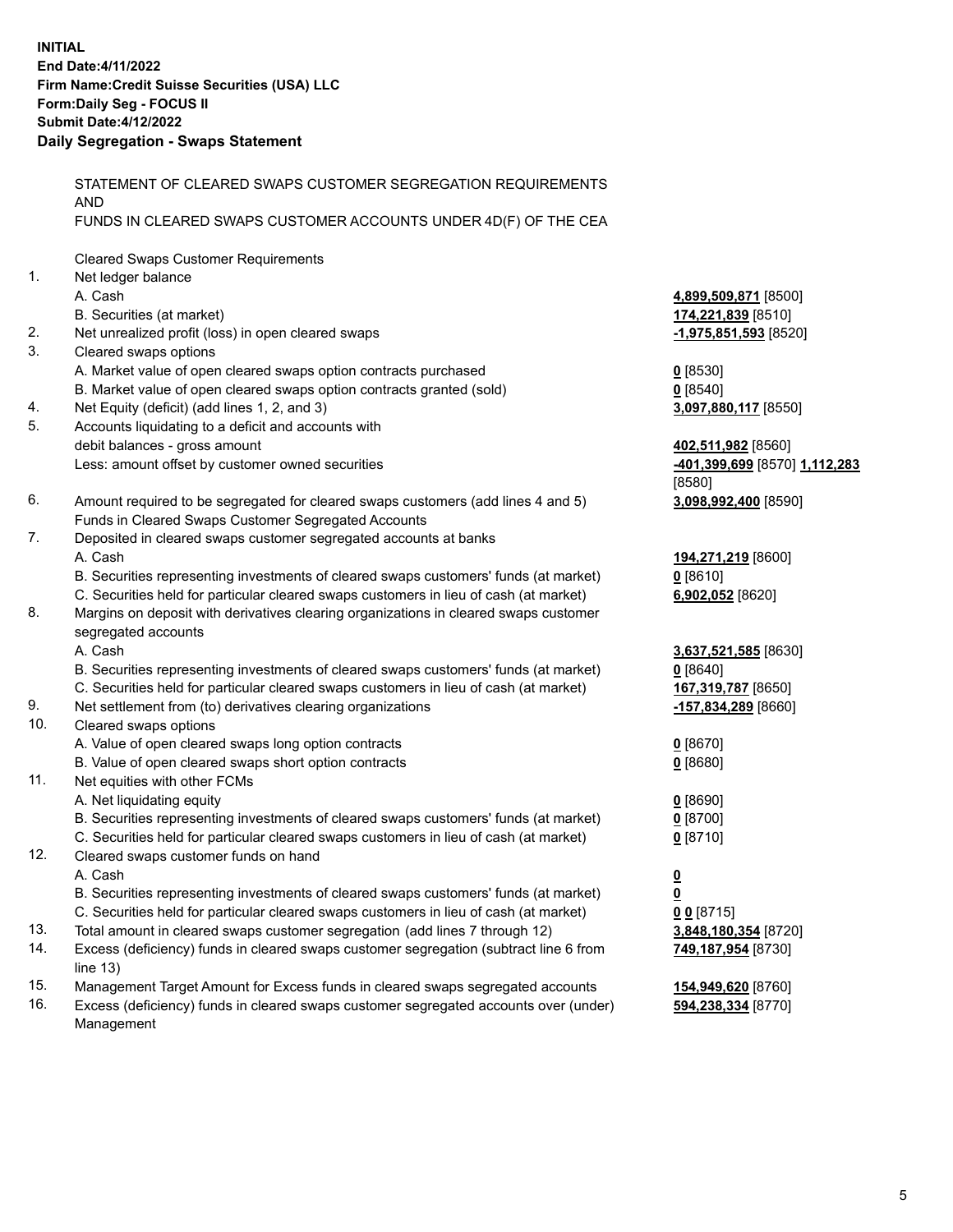**INITIAL**
**End Date:4/11/2022**
**Firm Name:Credit Suisse Securities (USA) LLC**
**Form:Daily Seg - FOCUS II**
**Submit Date:4/12/2022**
**Daily Segregation - Swaps Statement**

STATEMENT OF CLEARED SWAPS CUSTOMER SEGREGATION REQUIREMENTS AND
FUNDS IN CLEARED SWAPS CUSTOMER ACCOUNTS UNDER 4D(F) OF THE CEA

| | | |
|---|---|---|
| | Cleared Swaps Customer Requirements | |
| 1. | Net ledger balance | |
| | A. Cash | **4,899,509,871** [8500] |
| | B. Securities (at market) | **174,221,839** [8510] |
| 2. | Net unrealized profit (loss) in open cleared swaps | **-1,975,851,593** [8520] |
| 3. | Cleared swaps options | |
| | A. Market value of open cleared swaps option contracts purchased | **0** [8530] |
| | B. Market value of open cleared swaps option contracts granted (sold) | **0** [8540] |
| 4. | Net Equity (deficit) (add lines 1, 2, and 3) | **3,097,880,117** [8550] |
| 5. | Accounts liquidating to a deficit and accounts with debit balances - gross amount | **402,511,982** [8560] |
| | Less: amount offset by customer owned securities | **-401,399,699** [8570] **1,112,283** [8580] |
| 6. | Amount required to be segregated for cleared swaps customers (add lines 4 and 5) | **3,098,992,400** [8590] |
| | Funds in Cleared Swaps Customer Segregated Accounts | |
| 7. | Deposited in cleared swaps customer segregated accounts at banks | |
| | A. Cash | **194,271,219** [8600] |
| | B. Securities representing investments of cleared swaps customers' funds (at market) | **0** [8610] |
| | C. Securities held for particular cleared swaps customers in lieu of cash (at market) | **6,902,052** [8620] |
| 8. | Margins on deposit with derivatives clearing organizations in cleared swaps customer segregated accounts | |
| | A. Cash | **3,637,521,585** [8630] |
| | B. Securities representing investments of cleared swaps customers' funds (at market) | **0** [8640] |
| | C. Securities held for particular cleared swaps customers in lieu of cash (at market) | **167,319,787** [8650] |
| 9. | Net settlement from (to) derivatives clearing organizations | **-157,834,289** [8660] |
| 10. | Cleared swaps options | |
| | A. Value of open cleared swaps long option contracts | **0** [8670] |
| | B. Value of open cleared swaps short option contracts | **0** [8680] |
| 11. | Net equities with other FCMs | |
| | A. Net liquidating equity | **0** [8690] |
| | B. Securities representing investments of cleared swaps customers' funds (at market) | **0** [8700] |
| | C. Securities held for particular cleared swaps customers in lieu of cash (at market) | **0** [8710] |
| 12. | Cleared swaps customer funds on hand | |
| | A. Cash | **0** |
| | B. Securities representing investments of cleared swaps customers' funds (at market) | **0** |
| | C. Securities held for particular cleared swaps customers in lieu of cash (at market) | **0** **0** [8715] |
| 13. | Total amount in cleared swaps customer segregation (add lines 7 through 12) | **3,848,180,354** [8720] |
| 14. | Excess (deficiency) funds in cleared swaps customer segregation (subtract line 6 from line 13) | **749,187,954** [8730] |
| 15. | Management Target Amount for Excess funds in cleared swaps segregated accounts | **154,949,620** [8760] |
| 16. | Excess (deficiency) funds in cleared swaps customer segregated accounts over (under) Management | **594,238,334** [8770] |